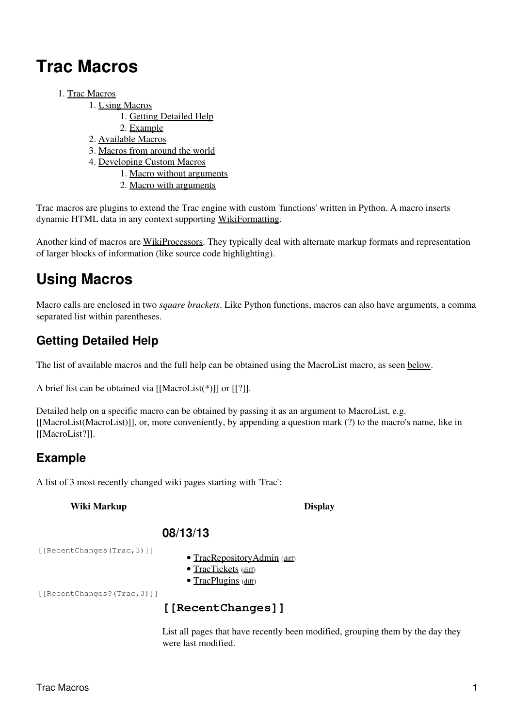# Trac Macros

1. Trac Macros
    1. Using Macros
        1. Getting Detailed Help
        2. Example
    2. Available Macros
    3. Macros from around the world
    4. Developing Custom Macros
        1. Macro without arguments
        2. Macro with arguments

Trac macros are plugins to extend the Trac engine with custom 'functions' written in Python. A macro inserts dynamic HTML data in any context supporting WikiFormatting.

Another kind of macros are WikiProcessors. They typically deal with alternate markup formats and representation of larger blocks of information (like source code highlighting).

# Using Macros

Macro calls are enclosed in two *square brackets*. Like Python functions, macros can also have arguments, a comma separated list within parentheses.

## Getting Detailed Help

The list of available macros and the full help can be obtained using the MacroList macro, as seen below.

A brief list can be obtained via [[MacroList(*)]] or [[?]].

Detailed help on a specific macro can be obtained by passing it as an argument to MacroList, e.g. [[MacroList(MacroList)]], or, more conveniently, by appending a question mark (?) to the macro's name, like in [[MacroList?]].

## Example

A list of 3 most recently changed wiki pages starting with 'Trac':

| Wiki Markup | Display |
|---|---|
| `[[RecentChanges(Trac,3)]]` | **08/13/13**<br>• TracRepositoryAdmin (diff)<br>• TracTickets (diff)<br>• TracPlugins (diff) |
| `[[RecentChanges?(Trac,3)]]` | **`[[RecentChanges]]`**<br>List all pages that have recently been modified, grouping them by the day they were last modified. |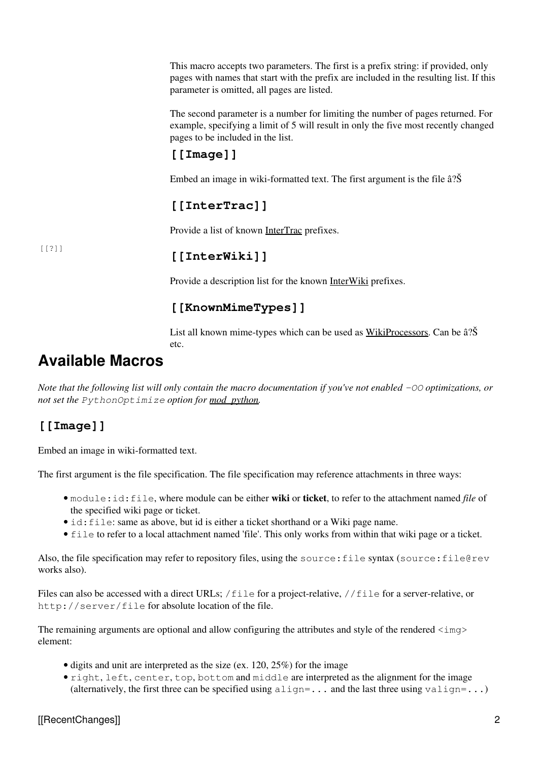This macro accepts two parameters. The first is a prefix string: if provided, only pages with names that start with the prefix are included in the resulting list. If this parameter is omitted, all pages are listed.

The second parameter is a number for limiting the number of pages returned. For example, specifying a limit of 5 will result in only the five most recently changed pages to be included in the list.

### [[Image]]

Embed an image in wiki-formatted text. The first argument is the file â?Š

### [[InterTrac]]

Provide a list of known InterTrac prefixes.

[[?]]

### [[InterWiki]]

Provide a description list for the known InterWiki prefixes.

### [[KnownMimeTypes]]

List all known mime-types which can be used as WikiProcessors. Can be â?Š etc.

## Available Macros

*Note that the following list will only contain the macro documentation if you've not enabled `-OO` optimizations, or not set the `PythonOptimize` option for mod_python.*

### [[Image]]

Embed an image in wiki-formatted text.

The first argument is the file specification. The file specification may reference attachments in three ways:

- `module:id:file`, where module can be either **wiki** or **ticket**, to refer to the attachment named *file* of the specified wiki page or ticket.
- `id:file`: same as above, but id is either a ticket shorthand or a Wiki page name.
- `file` to refer to a local attachment named 'file'. This only works from within that wiki page or a ticket.

Also, the file specification may refer to repository files, using the `source:file` syntax (`source:file@rev` works also).

Files can also be accessed with a direct URLs; `/file` for a project-relative, `//file` for a server-relative, or `http://server/file` for absolute location of the file.

The remaining arguments are optional and allow configuring the attributes and style of the rendered `<img>` element:

- digits and unit are interpreted as the size (ex. 120, 25%) for the image
- `right`, `left`, `center`, `top`, `bottom` and `middle` are interpreted as the alignment for the image (alternatively, the first three can be specified using `align=...` and the last three using `valign=...`)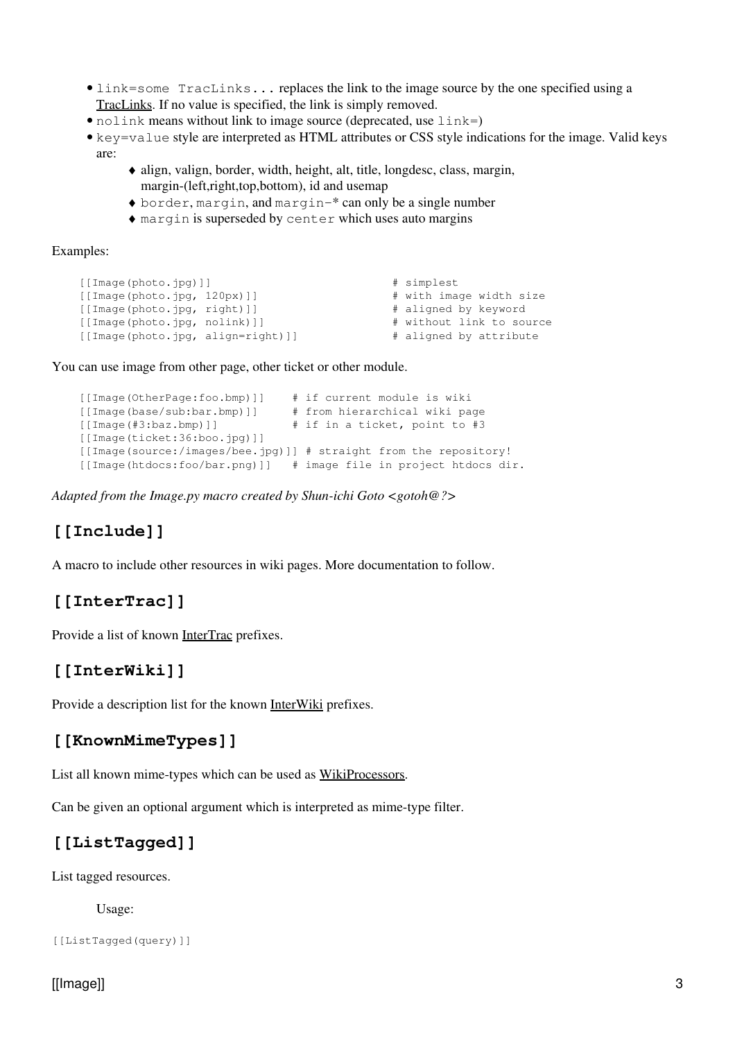- `link=some TracLinks...` replaces the link to the image source by the one specified using a TracLinks. If no value is specified, the link is simply removed.
- `nolink` means without link to image source (deprecated, use `link=`)
- `key=value` style are interpreted as HTML attributes or CSS style indications for the image. Valid keys are:
    - align, valign, border, width, height, alt, title, longdesc, class, margin, margin-(left,right,top,bottom), id and usemap
    - `border`, `margin`, and `margin-*` can only be a single number
    - `margin` is superseded by `center` which uses auto margins

Examples:

```
[[Image(photo.jpg)]]                           # simplest
[[Image(photo.jpg, 120px)]]                    # with image width size
[[Image(photo.jpg, right)]]                    # aligned by keyword
[[Image(photo.jpg, nolink)]]                   # without link to source
[[Image(photo.jpg, align=right)]]              # aligned by attribute
```

You can use image from other page, other ticket or other module.

```
[[Image(OtherPage:foo.bmp)]]    # if current module is wiki
[[Image(base/sub:bar.bmp)]]     # from hierarchical wiki page
[[Image(#3:baz.bmp)]]           # if in a ticket, point to #3
[[Image(ticket:36:boo.jpg)]]
[[Image(source:/images/bee.jpg)]] # straight from the repository!
[[Image(htdocs:foo/bar.png)]]   # image file in project htdocs dir.
```

*Adapted from the Image.py macro created by Shun-ichi Goto <gotoh@?>*

## [[Include]]

A macro to include other resources in wiki pages. More documentation to follow.

## [[InterTrac]]

Provide a list of known InterTrac prefixes.

## [[InterWiki]]

Provide a description list for the known InterWiki prefixes.

## [[KnownMimeTypes]]

List all known mime-types which can be used as WikiProcessors.

Can be given an optional argument which is interpreted as mime-type filter.

## [[ListTagged]]

List tagged resources.

Usage:

```
[[ListTagged(query)]]
```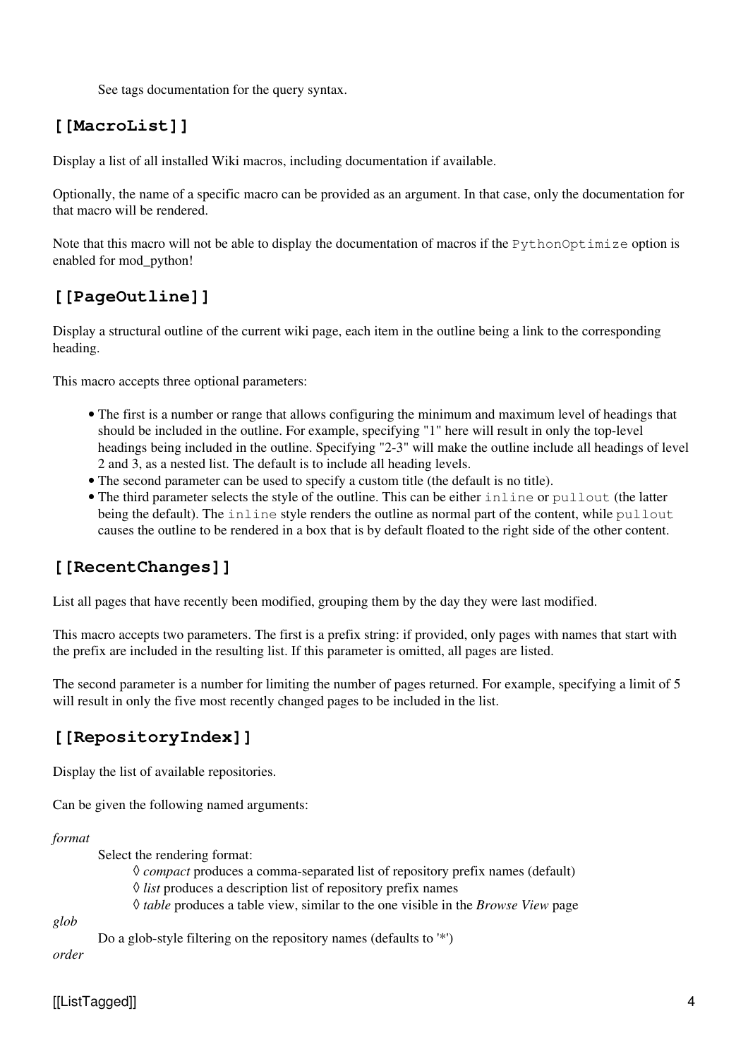See tags documentation for the query syntax.

### [[MacroList]]

Display a list of all installed Wiki macros, including documentation if available.

Optionally, the name of a specific macro can be provided as an argument. In that case, only the documentation for that macro will be rendered.

Note that this macro will not be able to display the documentation of macros if the `PythonOptimize` option is enabled for mod_python!

### [[PageOutline]]

Display a structural outline of the current wiki page, each item in the outline being a link to the corresponding heading.

This macro accepts three optional parameters:

- The first is a number or range that allows configuring the minimum and maximum level of headings that should be included in the outline. For example, specifying "1" here will result in only the top-level headings being included in the outline. Specifying "2-3" will make the outline include all headings of level 2 and 3, as a nested list. The default is to include all heading levels.
- The second parameter can be used to specify a custom title (the default is no title).
- The third parameter selects the style of the outline. This can be either `inline` or `pullout` (the latter being the default). The `inline` style renders the outline as normal part of the content, while `pullout` causes the outline to be rendered in a box that is by default floated to the right side of the other content.

### [[RecentChanges]]

List all pages that have recently been modified, grouping them by the day they were last modified.

This macro accepts two parameters. The first is a prefix string: if provided, only pages with names that start with the prefix are included in the resulting list. If this parameter is omitted, all pages are listed.

The second parameter is a number for limiting the number of pages returned. For example, specifying a limit of 5 will result in only the five most recently changed pages to be included in the list.

### [[RepositoryIndex]]

Display the list of available repositories.

Can be given the following named arguments:

*format*
: Select the rendering format:
  - *compact* produces a comma-separated list of repository prefix names (default)
  - *list* produces a description list of repository prefix names
  - *table* produces a table view, similar to the one visible in the *Browse View* page

*glob*
: Do a glob-style filtering on the repository names (defaults to '*')

*order*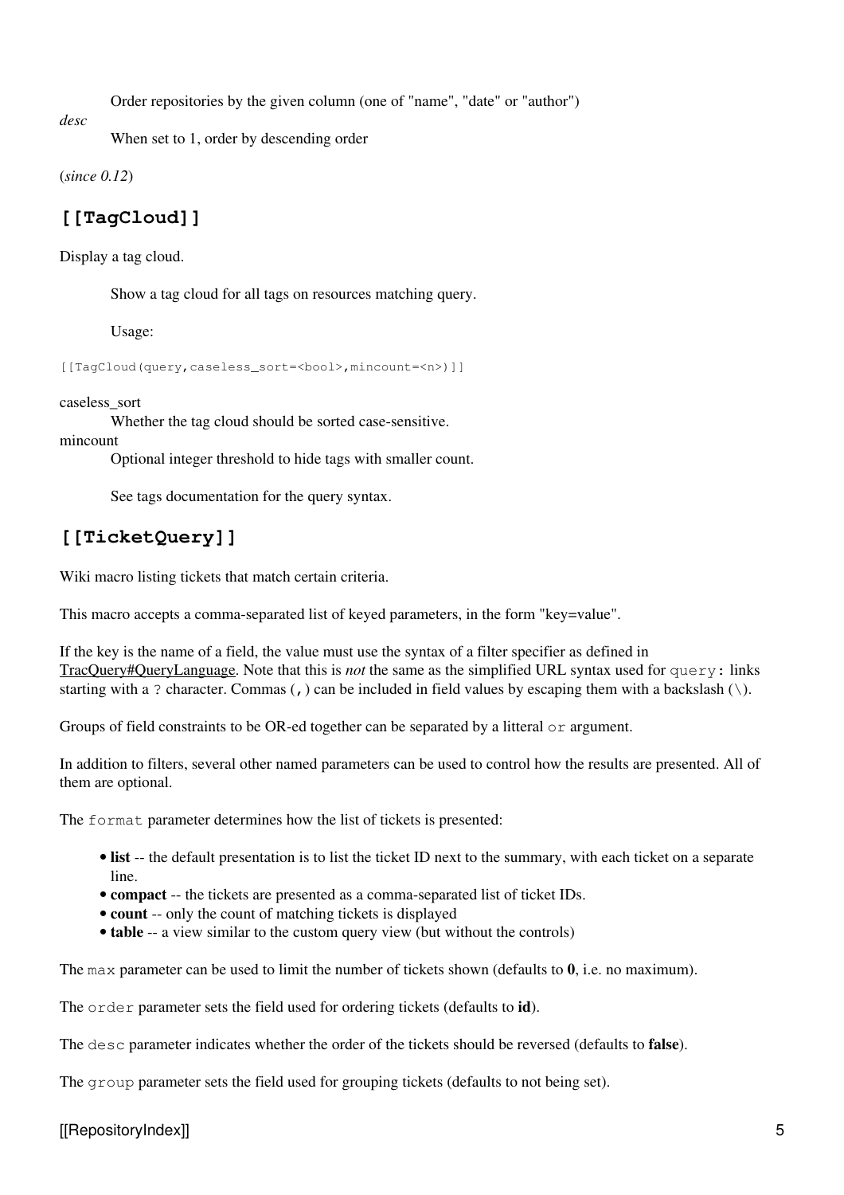Order repositories by the given column (one of "name", "date" or "author")

*desc*
: When set to 1, order by descending order

(*since 0.12*)

## [[TagCloud]]

Display a tag cloud.

Show a tag cloud for all tags on resources matching query.

Usage:

```
[[TagCloud(query,caseless_sort=<bool>,mincount=<n>)]]
```

caseless_sort
: Whether the tag cloud should be sorted case-sensitive.

mincount
: Optional integer threshold to hide tags with smaller count.

See tags documentation for the query syntax.

## [[TicketQuery]]

Wiki macro listing tickets that match certain criteria.

This macro accepts a comma-separated list of keyed parameters, in the form "key=value".

If the key is the name of a field, the value must use the syntax of a filter specifier as defined in TracQuery#QueryLanguage. Note that this is *not* the same as the simplified URL syntax used for `query:` links starting with a `?` character. Commas (`,`) can be included in field values by escaping them with a backslash (`\`).

Groups of field constraints to be OR-ed together can be separated by a litteral `or` argument.

In addition to filters, several other named parameters can be used to control how the results are presented. All of them are optional.

The `format` parameter determines how the list of tickets is presented:

- **list** -- the default presentation is to list the ticket ID next to the summary, with each ticket on a separate line.
- **compact** -- the tickets are presented as a comma-separated list of ticket IDs.
- **count** -- only the count of matching tickets is displayed
- **table** -- a view similar to the custom query view (but without the controls)

The `max` parameter can be used to limit the number of tickets shown (defaults to **0**, i.e. no maximum).

The `order` parameter sets the field used for ordering tickets (defaults to **id**).

The `desc` parameter indicates whether the order of the tickets should be reversed (defaults to **false**).

The `group` parameter sets the field used for grouping tickets (defaults to not being set).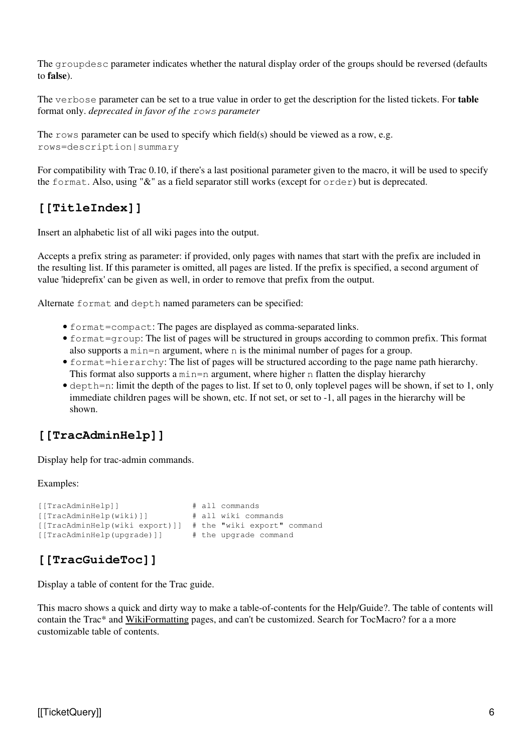The `groupdesc` parameter indicates whether the natural display order of the groups should be reversed (defaults to **false**).

The `verbose` parameter can be set to a true value in order to get the description for the listed tickets. For **table** format only. *deprecated in favor of the `rows` parameter*

The `rows` parameter can be used to specify which field(s) should be viewed as a row, e.g. `rows=description|summary`

For compatibility with Trac 0.10, if there's a last positional parameter given to the macro, it will be used to specify the `format`. Also, using "&" as a field separator still works (except for `order`) but is deprecated.

## [[TitleIndex]]

Insert an alphabetic list of all wiki pages into the output.

Accepts a prefix string as parameter: if provided, only pages with names that start with the prefix are included in the resulting list. If this parameter is omitted, all pages are listed. If the prefix is specified, a second argument of value 'hideprefix' can be given as well, in order to remove that prefix from the output.

Alternate `format` and `depth` named parameters can be specified:

- `format=compact`: The pages are displayed as comma-separated links.
- `format=group`: The list of pages will be structured in groups according to common prefix. This format also supports a `min=n` argument, where `n` is the minimal number of pages for a group.
- `format=hierarchy`: The list of pages will be structured according to the page name path hierarchy. This format also supports a `min=n` argument, where higher `n` flatten the display hierarchy
- `depth=n`: limit the depth of the pages to list. If set to 0, only toplevel pages will be shown, if set to 1, only immediate children pages will be shown, etc. If not set, or set to -1, all pages in the hierarchy will be shown.

## [[TracAdminHelp]]

Display help for trac-admin commands.

Examples:

```
[[TracAdminHelp]]               # all commands
[[TracAdminHelp(wiki)]]         # all wiki commands
[[TracAdminHelp(wiki export)]]  # the "wiki export" command
[[TracAdminHelp(upgrade)]]      # the upgrade command
```

## [[TracGuideToc]]

Display a table of content for the Trac guide.

This macro shows a quick and dirty way to make a table-of-contents for the Help/Guide?. The table of contents will contain the Trac* and WikiFormatting pages, and can't be customized. Search for TocMacro? for a a more customizable table of contents.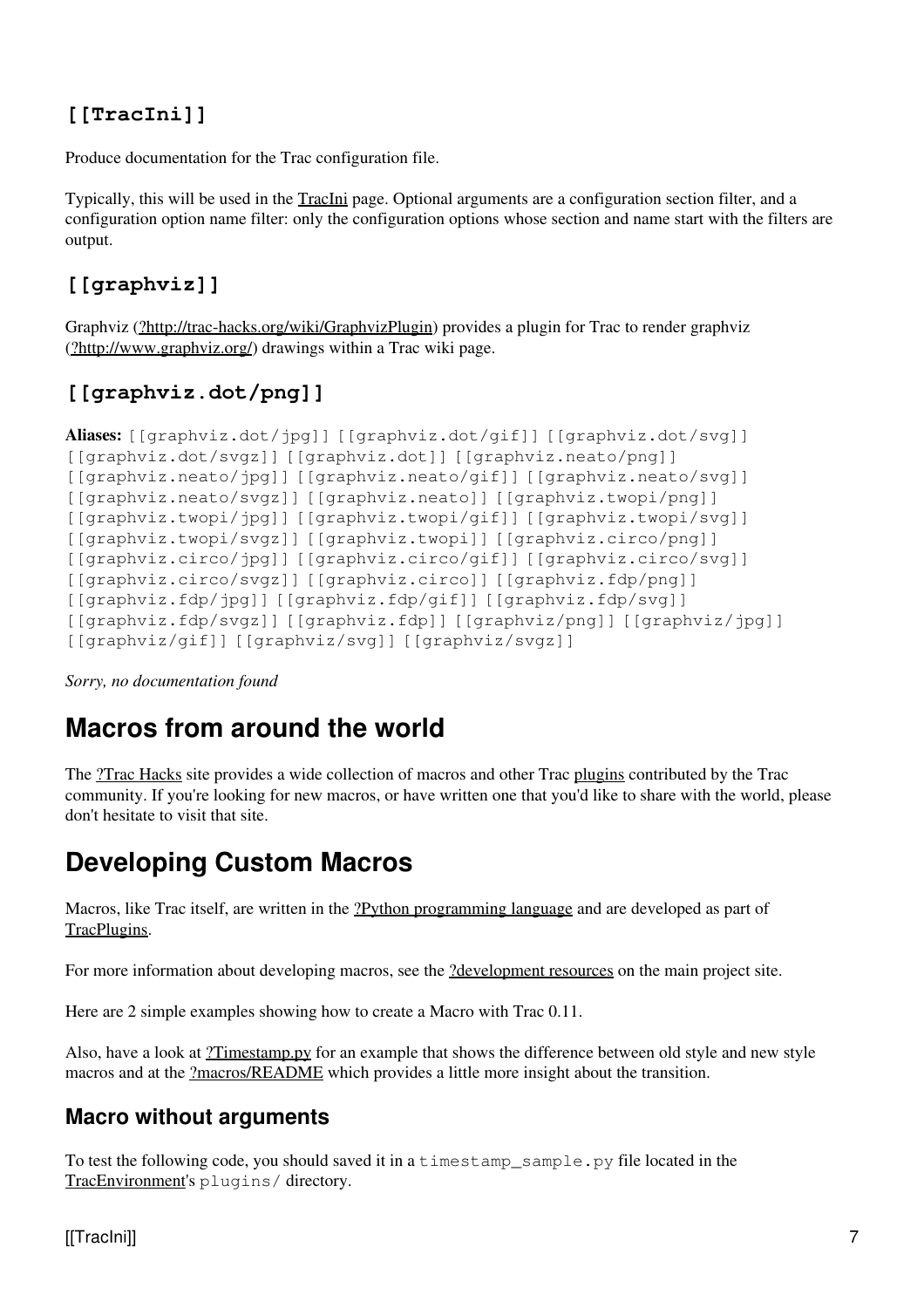### [[TracIni]]

Produce documentation for the Trac configuration file.

Typically, this will be used in the TracIni page. Optional arguments are a configuration section filter, and a configuration option name filter: only the configuration options whose section and name start with the filters are output.

### [[graphviz]]

Graphviz (?http://trac-hacks.org/wiki/GraphvizPlugin) provides a plugin for Trac to render graphviz (?http://www.graphviz.org/) drawings within a Trac wiki page.

### [[graphviz.dot/png]]

**Aliases:** `[[graphviz.dot/jpg]]` `[[graphviz.dot/gif]]` `[[graphviz.dot/svg]]` `[[graphviz.dot/svgz]]` `[[graphviz.dot]]` `[[graphviz.neato/png]]` `[[graphviz.neato/jpg]]` `[[graphviz.neato/gif]]` `[[graphviz.neato/svg]]` `[[graphviz.neato/svgz]]` `[[graphviz.neato]]` `[[graphviz.twopi/png]]` `[[graphviz.twopi/jpg]]` `[[graphviz.twopi/gif]]` `[[graphviz.twopi/svg]]` `[[graphviz.twopi/svgz]]` `[[graphviz.twopi]]` `[[graphviz.circo/png]]` `[[graphviz.circo/jpg]]` `[[graphviz.circo/gif]]` `[[graphviz.circo/svg]]` `[[graphviz.circo/svgz]]` `[[graphviz.circo]]` `[[graphviz.fdp/png]]` `[[graphviz.fdp/jpg]]` `[[graphviz.fdp/gif]]` `[[graphviz.fdp/svg]]` `[[graphviz.fdp/svgz]]` `[[graphviz.fdp]]` `[[graphviz/png]]` `[[graphviz/jpg]]` `[[graphviz/gif]]` `[[graphviz/svg]]` `[[graphviz/svgz]]`

*Sorry, no documentation found*

## Macros from around the world

The ?Trac Hacks site provides a wide collection of macros and other Trac plugins contributed by the Trac community. If you're looking for new macros, or have written one that you'd like to share with the world, please don't hesitate to visit that site.

## Developing Custom Macros

Macros, like Trac itself, are written in the ?Python programming language and are developed as part of TracPlugins.

For more information about developing macros, see the ?development resources on the main project site.

Here are 2 simple examples showing how to create a Macro with Trac 0.11.

Also, have a look at ?Timestamp.py for an example that shows the difference between old style and new style macros and at the ?macros/README which provides a little more insight about the transition.

### Macro without arguments

To test the following code, you should saved it in a `timestamp_sample.py` file located in the TracEnvironment's `plugins/` directory.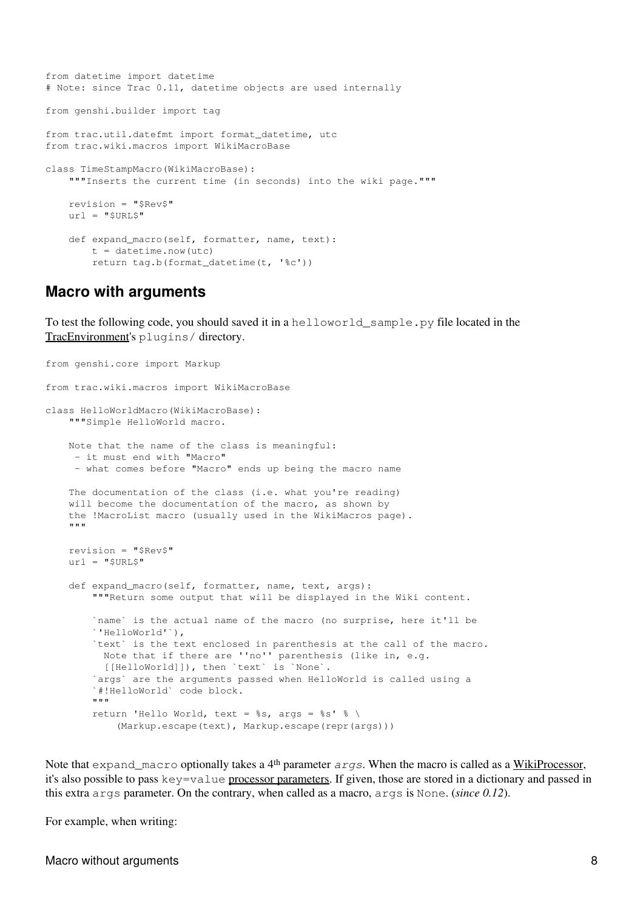```
from datetime import datetime
# Note: since Trac 0.11, datetime objects are used internally

from genshi.builder import tag

from trac.util.datefmt import format_datetime, utc
from trac.wiki.macros import WikiMacroBase

class TimeStampMacro(WikiMacroBase):
    """Inserts the current time (in seconds) into the wiki page."""

    revision = "$Rev$"
    url = "$URL$"

    def expand_macro(self, formatter, name, text):
        t = datetime.now(utc)
        return tag.b(format_datetime(t, '%c'))
```

## Macro with arguments

To test the following code, you should saved it in a `helloworld_sample.py` file located in the TracEnvironment's `plugins/` directory.

```
from genshi.core import Markup

from trac.wiki.macros import WikiMacroBase

class HelloWorldMacro(WikiMacroBase):
    """Simple HelloWorld macro.

    Note that the name of the class is meaningful:
     - it must end with "Macro"
     - what comes before "Macro" ends up being the macro name

    The documentation of the class (i.e. what you're reading)
    will become the documentation of the macro, as shown by
    the !MacroList macro (usually used in the WikiMacros page).
    """

    revision = "$Rev$"
    url = "$URL$"

    def expand_macro(self, formatter, name, text, args):
        """Return some output that will be displayed in the Wiki content.

        `name` is the actual name of the macro (no surprise, here it'll be
        `'HelloWorld'`),
        `text` is the text enclosed in parenthesis at the call of the macro.
          Note that if there are ''no'' parenthesis (like in, e.g.
          [[HelloWorld]]), then `text` is `None`.
        `args` are the arguments passed when HelloWorld is called using a
        `#!HelloWorld` code block.
        """
        return 'Hello World, text = %s, args = %s' % \
            (Markup.escape(text), Markup.escape(repr(args)))
```

Note that `expand_macro` optionally takes a 4th parameter *`args`*. When the macro is called as a WikiProcessor, it's also possible to pass `key=value` processor parameters. If given, those are stored in a dictionary and passed in this extra `args` parameter. On the contrary, when called as a macro, `args` is `None`. (*since 0.12*).

For example, when writing: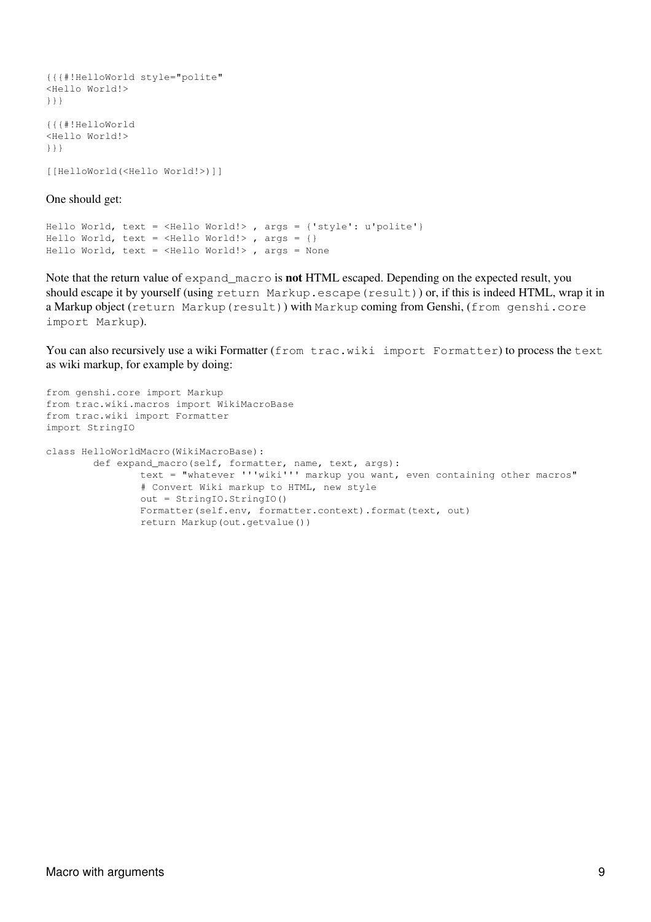```
{{{#!HelloWorld style="polite"
<Hello World!>
}}}

{{{#!HelloWorld
<Hello World!>
}}}

[[HelloWorld(<Hello World!>)]]
```

One should get:

```
Hello World, text = <Hello World!> , args = {'style': u'polite'}
Hello World, text = <Hello World!> , args = {}
Hello World, text = <Hello World!> , args = None
```

Note that the return value of `expand_macro` is **not** HTML escaped. Depending on the expected result, you should escape it by yourself (using `return Markup.escape(result)`) or, if this is indeed HTML, wrap it in a Markup object (`return Markup(result)`) with `Markup` coming from Genshi, (`from genshi.core import Markup`).

You can also recursively use a wiki Formatter (`from trac.wiki import Formatter`) to process the `text` as wiki markup, for example by doing:

```
from genshi.core import Markup
from trac.wiki.macros import WikiMacroBase
from trac.wiki import Formatter
import StringIO

class HelloWorldMacro(WikiMacroBase):
        def expand_macro(self, formatter, name, text, args):
                text = "whatever '''wiki''' markup you want, even containing other macros"
                # Convert Wiki markup to HTML, new style
                out = StringIO.StringIO()
                Formatter(self.env, formatter.context).format(text, out)
                return Markup(out.getvalue())
```